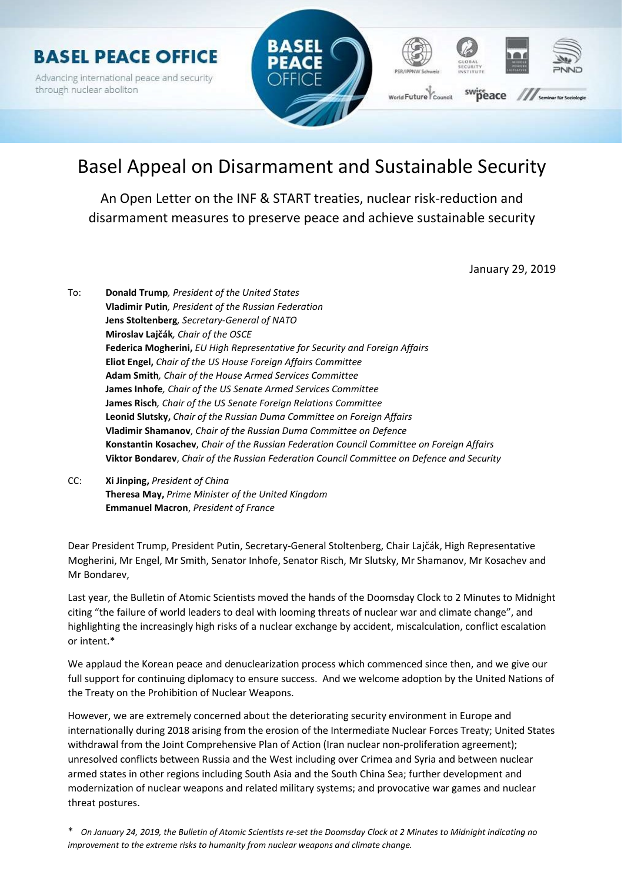**BASEL PEACE OFFICE**

Advancing international peace and security through nuclear aboliton

# Basel Appeal on Disarmament and Sustainable Security

An Open Letter on the INF & START treaties, nuclear risk-reduction and disarmament measures to preserve peace and achieve sustainable security

January 29, 2019

To: **Donald Trump**, *President of the United States*
**Vladimir Putin**, *President of the Russian Federation*
**Jens Stoltenberg**, *Secretary-General of NATO*
**Miroslav Lajčák**, *Chair of the OSCE*
**Federica Mogherini,** *EU High Representative for Security and Foreign Affairs*
**Eliot Engel,** *Chair of the US House Foreign Affairs Committee*
**Adam Smith**, *Chair of the House Armed Services Committee*
**James Inhofe**, *Chair of the US Senate Armed Services Committee*
**James Risch**, *Chair of the US Senate Foreign Relations Committee*
**Leonid Slutsky,** *Chair of the Russian Duma Committee on Foreign Affairs*
**Vladimir Shamanov**, *Chair of the Russian Duma Committee on Defence*
**Konstantin Kosachev**, *Chair of the Russian Federation Council Committee on Foreign Affairs*
**Viktor Bondarev**, *Chair of the Russian Federation Council Committee on Defence and Security*

CC: **Xi Jinping,** *President of China*
**Theresa May,** *Prime Minister of the United Kingdom*
**Emmanuel Macron**, *President of France*

Dear President Trump, President Putin, Secretary-General Stoltenberg, Chair Lajčák, High Representative Mogherini, Mr Engel, Mr Smith, Senator Inhofe, Senator Risch, Mr Slutsky, Mr Shamanov, Mr Kosachev and Mr Bondarev,

Last year, the Bulletin of Atomic Scientists moved the hands of the Doomsday Clock to 2 Minutes to Midnight citing "the failure of world leaders to deal with looming threats of nuclear war and climate change", and highlighting the increasingly high risks of a nuclear exchange by accident, miscalculation, conflict escalation or intent.*

We applaud the Korean peace and denuclearization process which commenced since then, and we give our full support for continuing diplomacy to ensure success. And we welcome adoption by the United Nations of the Treaty on the Prohibition of Nuclear Weapons.

However, we are extremely concerned about the deteriorating security environment in Europe and internationally during 2018 arising from the erosion of the Intermediate Nuclear Forces Treaty; United States withdrawal from the Joint Comprehensive Plan of Action (Iran nuclear non-proliferation agreement); unresolved conflicts between Russia and the West including over Crimea and Syria and between nuclear armed states in other regions including South Asia and the South China Sea; further development and modernization of nuclear weapons and related military systems; and provocative war games and nuclear threat postures.

\* *On January 24, 2019, the Bulletin of Atomic Scientists re-set the Doomsday Clock at 2 Minutes to Midnight indicating no improvement to the extreme risks to humanity from nuclear weapons and climate change.*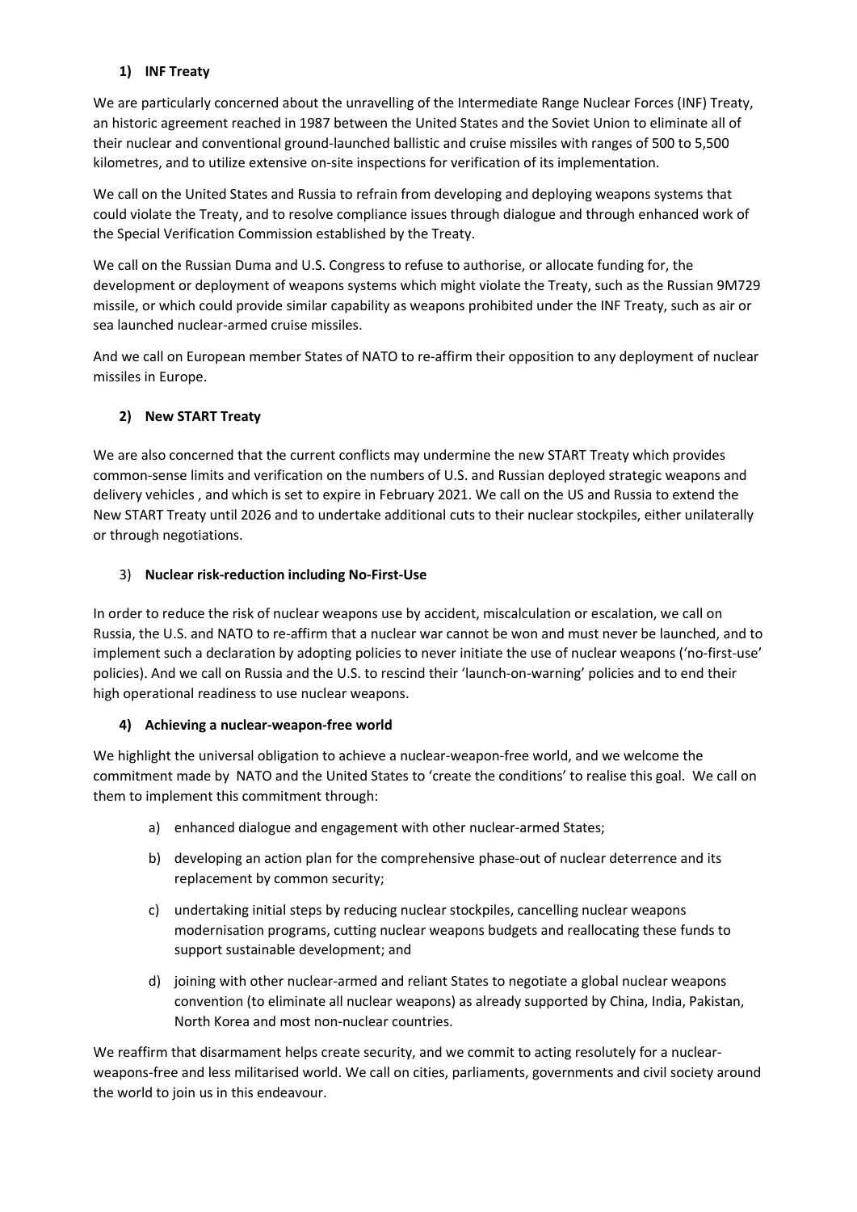## 1) INF Treaty

We are particularly concerned about the unravelling of the Intermediate Range Nuclear Forces (INF) Treaty, an historic agreement reached in 1987 between the United States and the Soviet Union to eliminate all of their nuclear and conventional ground-launched ballistic and cruise missiles with ranges of 500 to 5,500 kilometres, and to utilize extensive on-site inspections for verification of its implementation.

We call on the United States and Russia to refrain from developing and deploying weapons systems that could violate the Treaty, and to resolve compliance issues through dialogue and through enhanced work of the Special Verification Commission established by the Treaty.

We call on the Russian Duma and U.S. Congress to refuse to authorise, or allocate funding for, the development or deployment of weapons systems which might violate the Treaty, such as the Russian 9M729 missile, or which could provide similar capability as weapons prohibited under the INF Treaty, such as air or sea launched nuclear-armed cruise missiles.

And we call on European member States of NATO to re-affirm their opposition to any deployment of nuclear missiles in Europe.

## 2) New START Treaty

We are also concerned that the current conflicts may undermine the new START Treaty which provides common-sense limits and verification on the numbers of U.S. and Russian deployed strategic weapons and delivery vehicles , and which is set to expire in February 2021. We call on the US and Russia to extend the New START Treaty until 2026 and to undertake additional cuts to their nuclear stockpiles, either unilaterally or through negotiations.

## 3) Nuclear risk-reduction including No-First-Use

In order to reduce the risk of nuclear weapons use by accident, miscalculation or escalation, we call on Russia, the U.S. and NATO to re-affirm that a nuclear war cannot be won and must never be launched, and to implement such a declaration by adopting policies to never initiate the use of nuclear weapons ('no-first-use' policies). And we call on Russia and the U.S. to rescind their 'launch-on-warning' policies and to end their high operational readiness to use nuclear weapons.

## 4) Achieving a nuclear-weapon-free world

We highlight the universal obligation to achieve a nuclear-weapon-free world, and we welcome the commitment made by NATO and the United States to 'create the conditions' to realise this goal. We call on them to implement this commitment through:

a) enhanced dialogue and engagement with other nuclear-armed States;

b) developing an action plan for the comprehensive phase-out of nuclear deterrence and its replacement by common security;

c) undertaking initial steps by reducing nuclear stockpiles, cancelling nuclear weapons modernisation programs, cutting nuclear weapons budgets and reallocating these funds to support sustainable development; and

d) joining with other nuclear-armed and reliant States to negotiate a global nuclear weapons convention (to eliminate all nuclear weapons) as already supported by China, India, Pakistan, North Korea and most non-nuclear countries.

We reaffirm that disarmament helps create security, and we commit to acting resolutely for a nuclear-weapons-free and less militarised world. We call on cities, parliaments, governments and civil society around the world to join us in this endeavour.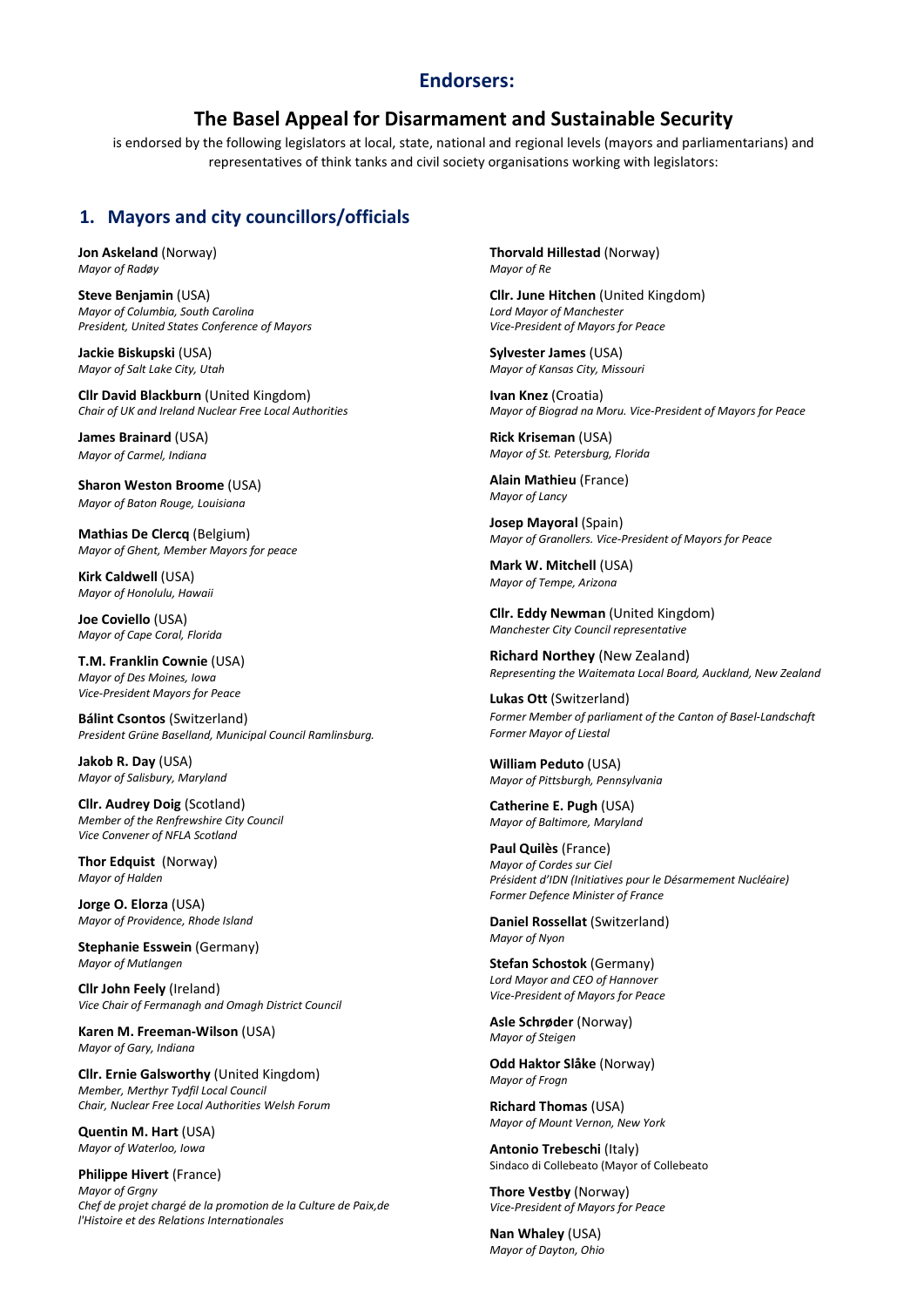## Endorsers:

## The Basel Appeal for Disarmament and Sustainable Security

is endorsed by the following legislators at local, state, national and regional levels (mayors and parliamentarians) and representatives of think tanks and civil society organisations working with legislators:

### 1. Mayors and city councillors/officials

**Jon Askeland** (Norway)
*Mayor of Radøy*

**Steve Benjamin** (USA)
*Mayor of Columbia, South Carolina*
*President, United States Conference of Mayors*

**Jackie Biskupski** (USA)
*Mayor of Salt Lake City, Utah*

**Cllr David Blackburn** (United Kingdom)
*Chair of UK and Ireland Nuclear Free Local Authorities*

**James Brainard** (USA)
*Mayor of Carmel, Indiana*

**Sharon Weston Broome** (USA)
*Mayor of Baton Rouge, Louisiana*

**Mathias De Clercq** (Belgium)
*Mayor of Ghent, Member Mayors for peace*

**Kirk Caldwell** (USA)
*Mayor of Honolulu, Hawaii*

**Joe Coviello** (USA)
*Mayor of Cape Coral, Florida*

**T.M. Franklin Cownie** (USA)
*Mayor of Des Moines, Iowa*
*Vice-President Mayors for Peace*

**Bálint Csontos** (Switzerland)
*President Grüne Baselland, Municipal Council Ramlinsburg.*

**Jakob R. Day** (USA)
*Mayor of Salisbury, Maryland*

**Cllr. Audrey Doig** (Scotland)
*Member of the Renfrewshire City Council*
*Vice Convener of NFLA Scotland*

**Thor Edquist** (Norway)
*Mayor of Halden*

**Jorge O. Elorza** (USA)
*Mayor of Providence, Rhode Island*

**Stephanie Esswein** (Germany)
*Mayor of Mutlangen*

**Cllr John Feely** (Ireland)
*Vice Chair of Fermanagh and Omagh District Council*

**Karen M. Freeman-Wilson** (USA)
*Mayor of Gary, Indiana*

**Cllr. Ernie Galsworthy** (United Kingdom)
*Member, Merthyr Tydfil Local Council*
*Chair, Nuclear Free Local Authorities Welsh Forum*

**Quentin M. Hart** (USA)
*Mayor of Waterloo, Iowa*

**Philippe Hivert** (France)
*Mayor of Grgny*
*Chef de projet chargé de la promotion de la Culture de Paix,de l'Histoire et des Relations Internationales*

**Thorvald Hillestad** (Norway)
*Mayor of Re*

**Cllr. June Hitchen** (United Kingdom)
*Lord Mayor of Manchester*
*Vice-President of Mayors for Peace*

**Sylvester James** (USA)
*Mayor of Kansas City, Missouri*

**Ivan Knez** (Croatia)
*Mayor of Biograd na Moru. Vice-President of Mayors for Peace*

**Rick Kriseman** (USA)
*Mayor of St. Petersburg, Florida*

**Alain Mathieu** (France)
*Mayor of Lancy*

**Josep Mayoral** (Spain)
*Mayor of Granollers. Vice-President of Mayors for Peace*

**Mark W. Mitchell** (USA)
*Mayor of Tempe, Arizona*

**Cllr. Eddy Newman** (United Kingdom)
*Manchester City Council representative*

**Richard Northey** (New Zealand)
*Representing the Waitemata Local Board, Auckland, New Zealand*

**Lukas Ott** (Switzerland)
*Former Member of parliament of the Canton of Basel-Landschaft*
*Former Mayor of Liestal*

**William Peduto** (USA)
*Mayor of Pittsburgh, Pennsylvania*

**Catherine E. Pugh** (USA)
*Mayor of Baltimore, Maryland*

**Paul Quilès** (France)
*Mayor of Cordes sur Ciel*
*Président d'IDN (Initiatives pour le Désarmement Nucléaire)*
*Former Defence Minister of France*

**Daniel Rossellat** (Switzerland)
*Mayor of Nyon*

**Stefan Schostok** (Germany)
*Lord Mayor and CEO of Hannover*
*Vice-President of Mayors for Peace*

**Asle Schrøder** (Norway)
*Mayor of Steigen*

**Odd Haktor Slåke** (Norway)
*Mayor of Frogn*

**Richard Thomas** (USA)
*Mayor of Mount Vernon, New York*

**Antonio Trebeschi** (Italy)
Sindaco di Collebeato (Mayor of Collebeato

**Thore Vestby** (Norway)
*Vice-President of Mayors for Peace*

**Nan Whaley** (USA)
*Mayor of Dayton, Ohio*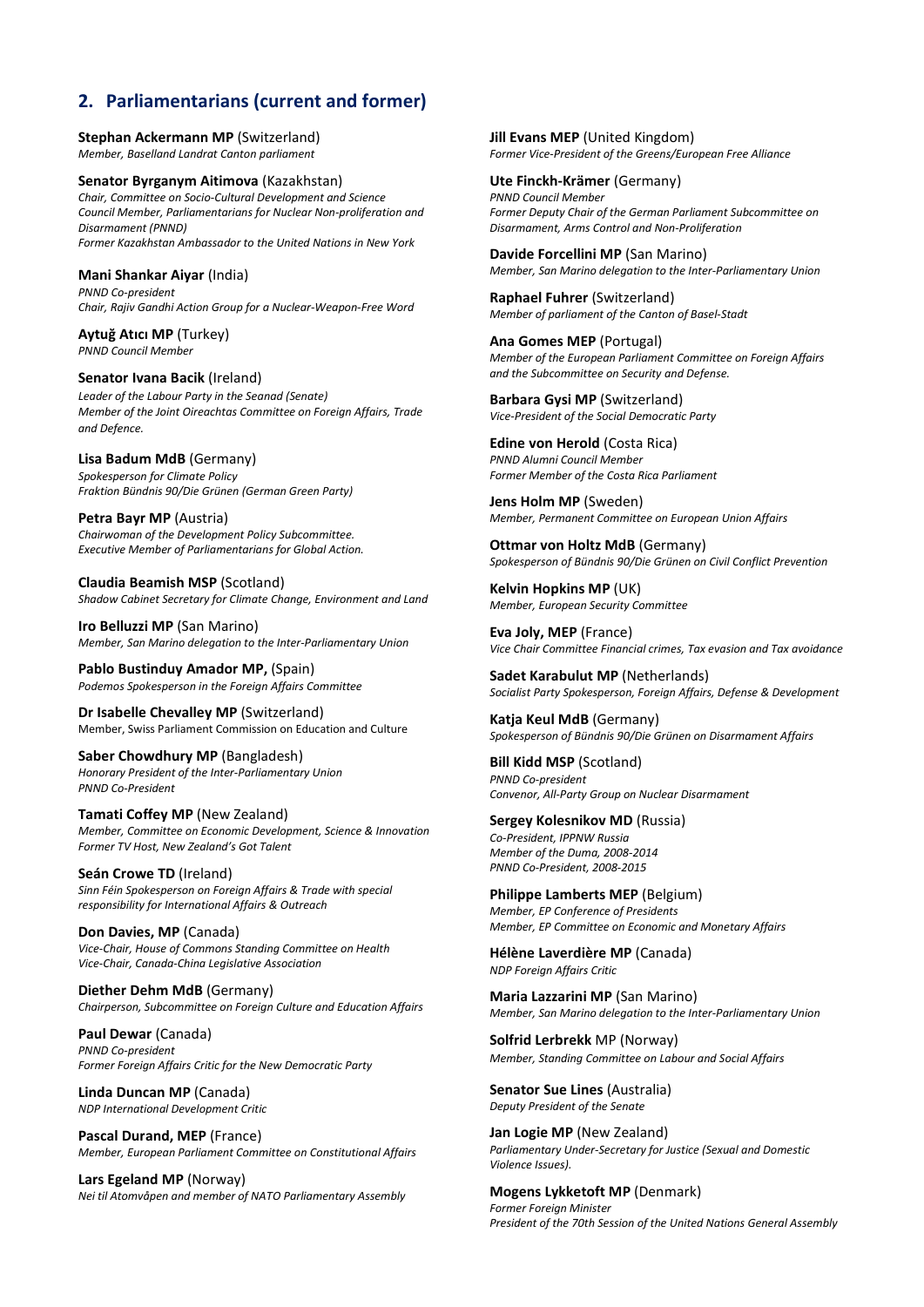## 2. Parliamentarians (current and former)

**Stephan Ackermann MP** (Switzerland)
*Member, Baselland Landrat Canton parliament*

**Senator Byrganym Aitimova** (Kazakhstan)
*Chair, Committee on Socio-Cultural Development and Science*
*Council Member, Parliamentarians for Nuclear Non-proliferation and Disarmament (PNND)*
*Former Kazakhstan Ambassador to the United Nations in New York*

**Mani Shankar Aiyar** (India)
*PNND Co-president*
*Chair, Rajiv Gandhi Action Group for a Nuclear-Weapon-Free Word*

**Aytuğ Atıcı MP** (Turkey)
*PNND Council Member*

**Senator Ivana Bacik** (Ireland)
*Leader of the Labour Party in the Seanad (Senate)*
*Member of the Joint Oireachtas Committee on Foreign Affairs, Trade and Defence.*

**Lisa Badum MdB** (Germany)
*Spokesperson for Climate Policy*
*Fraktion Bündnis 90/Die Grünen (German Green Party)*

**Petra Bayr MP** (Austria)
*Chairwoman of the Development Policy Subcommittee.*
*Executive Member of Parliamentarians for Global Action.*

**Claudia Beamish MSP** (Scotland)
*Shadow Cabinet Secretary for Climate Change, Environment and Land*

**Iro Belluzzi MP** (San Marino)
*Member, San Marino delegation to the Inter-Parliamentary Union*

**Pablo Bustinduy Amador MP,** (Spain)
*Podemos Spokesperson in the Foreign Affairs Committee*

**Dr Isabelle Chevalley MP** (Switzerland)
Member, Swiss Parliament Commission on Education and Culture

**Saber Chowdhury MP** (Bangladesh)
*Honorary President of the Inter-Parliamentary Union*
*PNND Co-President*

**Tamati Coffey MP** (New Zealand)
*Member, Committee on Economic Development, Science & Innovation*
*Former TV Host, New Zealand's Got Talent*

**Seán Crowe TD** (Ireland)
*Sinn Féin Spokesperson on Foreign Affairs & Trade with special responsibility for International Affairs & Outreach*

**Don Davies, MP** (Canada)
*Vice-Chair, House of Commons Standing Committee on Health*
*Vice-Chair, Canada-China Legislative Association*

**Diether Dehm MdB** (Germany)
*Chairperson, Subcommittee on Foreign Culture and Education Affairs*

**Paul Dewar** (Canada)
*PNND Co-president*
*Former Foreign Affairs Critic for the New Democratic Party*

**Linda Duncan MP** (Canada)
*NDP International Development Critic*

**Pascal Durand, MEP** (France)
*Member, European Parliament Committee on Constitutional Affairs*

**Lars Egeland MP** (Norway)
*Nei til Atomvåpen and member of NATO Parliamentary Assembly*

**Jill Evans MEP** (United Kingdom)
*Former Vice-President of the Greens/European Free Alliance*

**Ute Finckh-Krämer** (Germany)
*PNND Council Member*
*Former Deputy Chair of the German Parliament Subcommittee on Disarmament, Arms Control and Non-Proliferation*

**Davide Forcellini MP** (San Marino)
*Member, San Marino delegation to the Inter-Parliamentary Union*

**Raphael Fuhrer** (Switzerland)
*Member of parliament of the Canton of Basel-Stadt*

**Ana Gomes MEP** (Portugal)
*Member of the European Parliament Committee on Foreign Affairs and the Subcommittee on Security and Defense.*

**Barbara Gysi MP** (Switzerland)
*Vice-President of the Social Democratic Party*

**Edine von Herold** (Costa Rica)
*PNND Alumni Council Member*
*Former Member of the Costa Rica Parliament*

**Jens Holm MP** (Sweden)
*Member, Permanent Committee on European Union Affairs*

**Ottmar von Holtz MdB** (Germany)
*Spokesperson of Bündnis 90/Die Grünen on Civil Conflict Prevention*

**Kelvin Hopkins MP** (UK)
*Member, European Security Committee*

**Eva Joly, MEP** (France)
*Vice Chair Committee Financial crimes, Tax evasion and Tax avoidance*

**Sadet Karabulut MP** (Netherlands)
*Socialist Party Spokesperson, Foreign Affairs, Defense & Development*

**Katja Keul MdB** (Germany)
*Spokesperson of Bündnis 90/Die Grünen on Disarmament Affairs*

**Bill Kidd MSP** (Scotland)
*PNND Co-president*
*Convenor, All-Party Group on Nuclear Disarmament*

**Sergey Kolesnikov MD** (Russia)
*Co-President, IPPNW Russia*
*Member of the Duma, 2008-2014*
*PNND Co-President, 2008-2015*

**Philippe Lamberts MEP** (Belgium)
*Member, EP Conference of Presidents*
*Member, EP Committee on Economic and Monetary Affairs*

**Hélène Laverdière MP** (Canada)
*NDP Foreign Affairs Critic*

**Maria Lazzarini MP** (San Marino)
*Member, San Marino delegation to the Inter-Parliamentary Union*

**Solfrid Lerbrekk** MP (Norway)
*Member, Standing Committee on Labour and Social Affairs*

**Senator Sue Lines** (Australia)
*Deputy President of the Senate*

**Jan Logie MP** (New Zealand)
*Parliamentary Under-Secretary for Justice (Sexual and Domestic Violence Issues).*

**Mogens Lykketoft MP** (Denmark)
*Former Foreign Minister*
*President of the 70th Session of the United Nations General Assembly*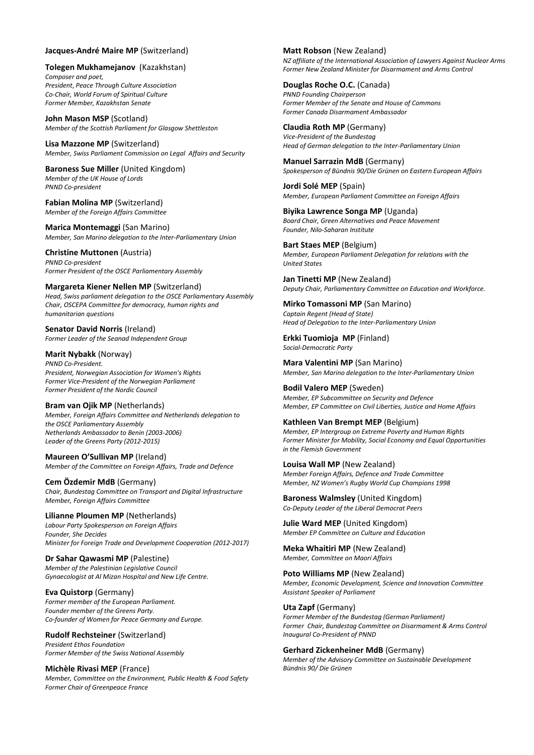**Jacques-André Maire MP** (Switzerland)

**Tolegen Mukhamejanov** (Kazakhstan)
*Composer and poet,*
*President, Peace Through Culture Association*
*Co-Chair, World Forum of Spiritual Culture*
*Former Member, Kazakhstan Senate*

**John Mason MSP** (Scotland)
*Member of the Scottish Parliament for Glasgow Shettleston*

**Lisa Mazzone MP** (Switzerland)
*Member, Swiss Parliament Commission on Legal Affairs and Security*

**Baroness Sue Miller** (United Kingdom)
*Member of the UK House of Lords*
*PNND Co-president*

**Fabian Molina MP** (Switzerland)
*Member of the Foreign Affairs Committee*

**Marica Montemaggi** (San Marino)
*Member, San Marino delegation to the Inter-Parliamentary Union*

**Christine Muttonen** (Austria)
*PNND Co-president*
*Former President of the OSCE Parliamentary Assembly*

**Margareta Kiener Nellen MP** (Switzerland)
*Head, Swiss parliament delegation to the OSCE Parliamentary Assembly*
*Chair, OSCEPA Committee for democracy, human rights and humanitarian questions*

**Senator David Norris** (Ireland)
*Former Leader of the Seanad Independent Group*

**Marit Nybakk** (Norway)
*PNND Co-President.*
*President, Norwegian Association for Women's Rights*
*Former Vice-President of the Norwegian Parliament*
*Former President of the Nordic Council*

**Bram van Ojik MP** (Netherlands)
*Member, Foreign Affairs Committee and Netherlands delegation to the OSCE Parliamentary Assembly*
*Netherlands Ambassador to Benin (2003-2006)*
*Leader of the Greens Party (2012-2015)*

**Maureen O'Sullivan MP** (Ireland)
*Member of the Committee on Foreign Affairs, Trade and Defence*

**Cem Özdemir MdB** (Germany)
*Chair, Bundestag Committee on Transport and Digital Infrastructure*
*Member, Foreign Affairs Committee*

**Lilianne Ploumen MP** (Netherlands)
*Labour Party Spokesperson on Foreign Affairs*
*Founder, She Decides*
*Minister for Foreign Trade and Development Cooperation (2012-2017)*

**Dr Sahar Qawasmi MP** (Palestine)
*Member of the Palestinian Legislative Council*
*Gynaecologist at Al Mizan Hospital and New Life Centre.*

**Eva Quistorp** (Germany)
*Former member of the European Parliament.*
*Founder member of the Greens Party.*
*Co-founder of Women for Peace Germany and Europe.*

**Rudolf Rechsteiner** (Switzerland)
*President Ethos Foundation*
*Former Member of the Swiss National Assembly*

**Michèle Rivasi MEP** (France)
*Member, Committee on the Environment, Public Health & Food Safety*
*Former Chair of Greenpeace France*

**Matt Robson** (New Zealand)
*NZ affiliate of the International Association of Lawyers Against Nuclear Arms*
*Former New Zealand Minister for Disarmament and Arms Control*

**Douglas Roche O.C.** (Canada)
*PNND Founding Chairperson*
*Former Member of the Senate and House of Commons*
*Former Canada Disarmament Ambassador*

**Claudia Roth MP** (Germany)
*Vice-President of the Bundestag*
*Head of German delegation to the Inter-Parliamentary Union*

**Manuel Sarrazin MdB** (Germany)
*Spokesperson of Bündnis 90/Die Grünen on Eastern European Affairs*

**Jordi Solé MEP** (Spain)
*Member, European Parliament Committee on Foreign Affairs*

**Biyika Lawrence Songa MP** (Uganda)
*Board Chair, Green Alternatives and Peace Movement*
*Founder, Nilo-Saharan Institute*

**Bart Staes MEP** (Belgium)
*Member, European Parliament Delegation for relations with the United States*

**Jan Tinetti MP** (New Zealand)
*Deputy Chair, Parliamentary Committee on Education and Workforce.*

**Mirko Tomassoni MP** (San Marino)
*Captain Regent (Head of State)*
*Head of Delegation to the Inter-Parliamentary Union*

**Erkki Tuomioja MP** (Finland)
*Social-Democratic Party*

**Mara Valentini MP** (San Marino)
*Member, San Marino delegation to the Inter-Parliamentary Union*

**Bodil Valero MEP** (Sweden)
*Member, EP Subcommittee on Security and Defence*
*Member, EP Committee on Civil Liberties, Justice and Home Affairs*

**Kathleen Van Brempt MEP** (Belgium)
*Member, EP Intergroup on Extreme Poverty and Human Rights*
*Former Minister for Mobility, Social Economy and Equal Opportunities in the Flemish Government*

**Louisa Wall MP** (New Zealand)
*Member Foreign Affairs, Defence and Trade Committee*
*Member, NZ Women's Rugby World Cup Champions 1998*

**Baroness Walmsley** (United Kingdom)
*Co-Deputy Leader of the Liberal Democrat Peers*

**Julie Ward MEP** (United Kingdom)
*Member EP Committee on Culture and Education*

**Meka Whaitiri MP** (New Zealand)
*Member, Committee on Maori Affairs*

**Poto Williams MP** (New Zealand)
*Member, Economic Development, Science and Innovation Committee*
*Assistant Speaker of Parliament*

**Uta Zapf** (Germany)
*Former Member of the Bundestag (German Parliament)*
*Former Chair, Bundestag Committee on Disarmament & Arms Control*
*Inaugural Co-President of PNND*

**Gerhard Zickenheiner MdB** (Germany)
*Member of the Advisory Committee on Sustainable Development*
*Bündnis 90/ Die Grünen*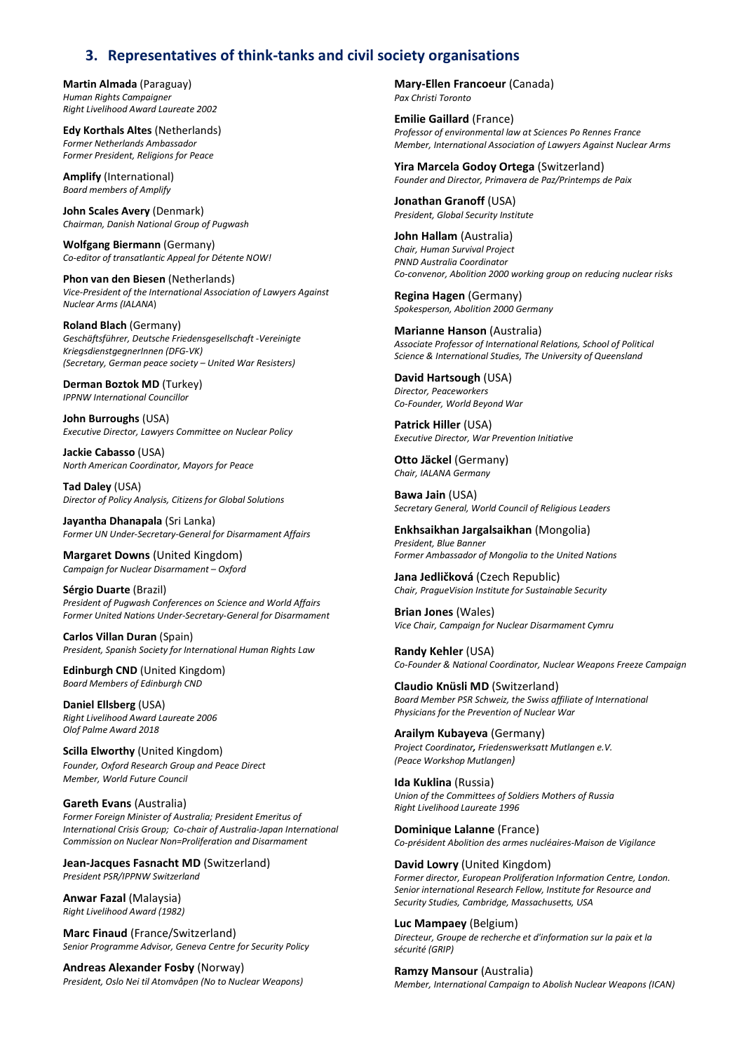## 3. Representatives of think-tanks and civil society organisations

**Martin Almada** (Paraguay)
*Human Rights Campaigner*
*Right Livelihood Award Laureate 2002*

**Edy Korthals Altes** (Netherlands)
*Former Netherlands Ambassador*
*Former President, Religions for Peace*

**Amplify** (International)
*Board members of Amplify*

**John Scales Avery** (Denmark)
*Chairman, Danish National Group of Pugwash*

**Wolfgang Biermann** (Germany)
*Co-editor of transatlantic Appeal for Détente NOW!*

**Phon van den Biesen** (Netherlands)
*Vice-President of the International Association of Lawyers Against Nuclear Arms (IALANA)*

**Roland Blach** (Germany)
*Geschäftsführer, Deutsche Friedensgesellschaft -Vereinigte KriegsdienstgegnerInnen (DFG-VK)*
*(Secretary, German peace society – United War Resisters)*

**Derman Boztok MD** (Turkey)
*IPPNW International Councillor*

**John Burroughs** (USA)
*Executive Director, Lawyers Committee on Nuclear Policy*

**Jackie Cabasso** (USA)
*North American Coordinator, Mayors for Peace*

**Tad Daley** (USA)
*Director of Policy Analysis, Citizens for Global Solutions*

**Jayantha Dhanapala** (Sri Lanka)
*Former UN Under-Secretary-General for Disarmament Affairs*

**Margaret Downs** (United Kingdom)
*Campaign for Nuclear Disarmament – Oxford*

**Sérgio Duarte** (Brazil)
*President of Pugwash Conferences on Science and World Affairs*
*Former United Nations Under-Secretary-General for Disarmament*

**Carlos Villan Duran** (Spain)
*President, Spanish Society for International Human Rights Law*

**Edinburgh CND** (United Kingdom)
*Board Members of Edinburgh CND*

**Daniel Ellsberg** (USA)
*Right Livelihood Award Laureate 2006*
*Olof Palme Award 2018*

**Scilla Elworthy** (United Kingdom)
*Founder, Oxford Research Group and Peace Direct*
*Member, World Future Council*

**Gareth Evans** (Australia)
*Former Foreign Minister of Australia; President Emeritus of International Crisis Group; Co-chair of Australia-Japan International Commission on Nuclear Non=Proliferation and Disarmament*

**Jean-Jacques Fasnacht MD** (Switzerland)
*President PSR/IPPNW Switzerland*

**Anwar Fazal** (Malaysia)
*Right Livelihood Award (1982)*

**Marc Finaud** (France/Switzerland)
*Senior Programme Advisor, Geneva Centre for Security Policy*

**Andreas Alexander Fosby** (Norway)
*President, Oslo Nei til Atomvåpen (No to Nuclear Weapons)*

**Mary-Ellen Francoeur** (Canada)
*Pax Christi Toronto*

**Emilie Gaillard** (France)
*Professor of environmental law at Sciences Po Rennes France*
*Member, International Association of Lawyers Against Nuclear Arms*

**Yira Marcela Godoy Ortega** (Switzerland)
*Founder and Director, Primavera de Paz/Printemps de Paix*

**Jonathan Granoff** (USA)
*President, Global Security Institute*

**John Hallam** (Australia)
*Chair, Human Survival Project*
*PNND Australia Coordinator*
*Co-convenor, Abolition 2000 working group on reducing nuclear risks*

**Regina Hagen** (Germany)
*Spokesperson, Abolition 2000 Germany*

**Marianne Hanson** (Australia)
*Associate Professor of International Relations, School of Political Science & International Studies, The University of Queensland*

**David Hartsough** (USA)
*Director, Peaceworkers*
*Co-Founder, World Beyond War*

**Patrick Hiller** (USA)
*Executive Director, War Prevention Initiative*

**Otto Jäckel** (Germany)
*Chair, IALANA Germany*

**Bawa Jain** (USA)
*Secretary General, World Council of Religious Leaders*

**Enkhsaikhan Jargalsaikhan** (Mongolia)
*President, Blue Banner*
*Former Ambassador of Mongolia to the United Nations*

**Jana Jedličková** (Czech Republic)
*Chair, PragueVision Institute for Sustainable Security*

**Brian Jones** (Wales)
*Vice Chair, Campaign for Nuclear Disarmament Cymru*

**Randy Kehler** (USA)
*Co-Founder & National Coordinator, Nuclear Weapons Freeze Campaign*

**Claudio Knüsli MD** (Switzerland)
*Board Member PSR Schweiz, the Swiss affiliate of International Physicians for the Prevention of Nuclear War*

**Arailym Kubayeva** (Germany)
*Project Coordinator, Friedenswerksatt Mutlangen e.V. (Peace Workshop Mutlangen)*

**Ida Kuklina** (Russia)
*Union of the Committees of Soldiers Mothers of Russia*
*Right Livelihood Laureate 1996*

**Dominique Lalanne** (France)
*Co-président Abolition des armes nucléaires-Maison de Vigilance*

**David Lowry** (United Kingdom)
*Former director, European Proliferation Information Centre, London.*
*Senior international Research Fellow, Institute for Resource and Security Studies, Cambridge, Massachusetts, USA*

**Luc Mampaey** (Belgium)
*Directeur, Groupe de recherche et d'information sur la paix et la sécurité (GRIP)*

**Ramzy Mansour** (Australia)
*Member, International Campaign to Abolish Nuclear Weapons (ICAN)*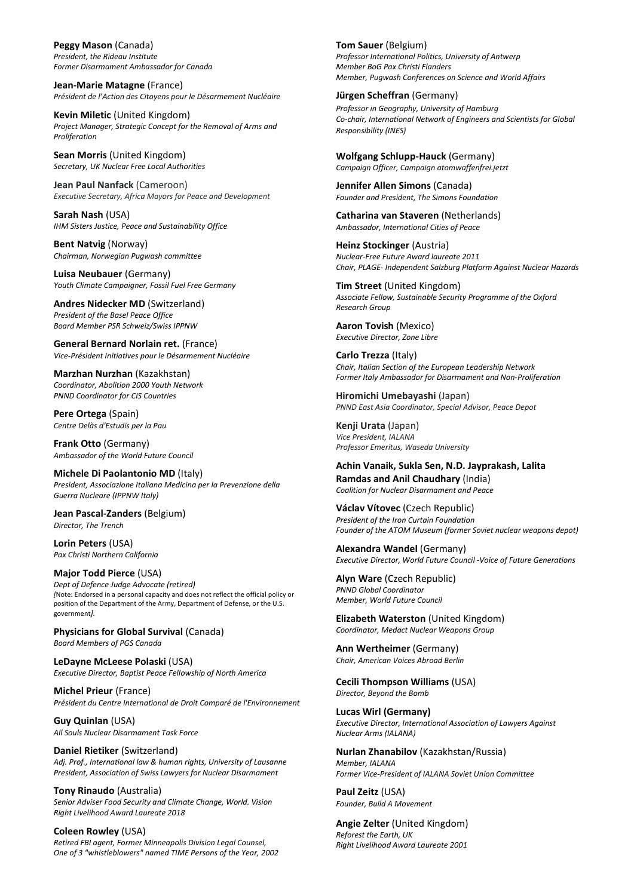**Peggy Mason** (Canada)
*President, the Rideau Institute*
*Former Disarmament Ambassador for Canada*

**Jean-Marie Matagne** (France)
*Président de l'Action des Citoyens pour le Désarmement Nucléaire*

**Kevin Miletic** (United Kingdom)
*Project Manager, Strategic Concept for the Removal of Arms and Proliferation*

**Sean Morris** (United Kingdom)
*Secretary, UK Nuclear Free Local Authorities*

**Jean Paul Nanfack** (Cameroon)
*Executive Secretary, Africa Mayors for Peace and Development*

**Sarah Nash** (USA)
*IHM Sisters Justice, Peace and Sustainability Office*

**Bent Natvig** (Norway)
*Chairman, Norwegian Pugwash committee*

**Luisa Neubauer** (Germany)
*Youth Climate Campaigner, Fossil Fuel Free Germany*

**Andres Nidecker MD** (Switzerland)
*President of the Basel Peace Office*
*Board Member PSR Schweiz/Swiss IPPNW*

**General Bernard Norlain ret.** (France)
*Vice-Président Initiatives pour le Désarmement Nucléaire*

**Marzhan Nurzhan** (Kazakhstan)
*Coordinator, Abolition 2000 Youth Network*
*PNND Coordinator for CIS Countries*

**Pere Ortega** (Spain)
*Centre Delàs d'Estudis per la Pau*

**Frank Otto** (Germany)
*Ambassador of the World Future Council*

**Michele Di Paolantonio MD** (Italy)
*President, Associazione Italiana Medicina per la Prevenzione della Guerra Nucleare (IPPNW Italy)*

**Jean Pascal-Zanders** (Belgium)
*Director, The Trench*

**Lorin Peters** (USA)
*Pax Christi Northern California*

**Major Todd Pierce** (USA)
*Dept of Defence Judge Advocate (retired)*
*[*Note: Endorsed in a personal capacity and does not reflect the official policy or position of the Department of the Army, Department of Defense, or the U.S. government*].*

**Physicians for Global Survival** (Canada)
*Board Members of PGS Canada*

**LeDayne McLeese Polaski** (USA)
*Executive Director, Baptist Peace Fellowship of North America*

**Michel Prieur** (France)
*Président du Centre International de Droit Comparé de l'Environnement*

**Guy Quinlan** (USA)
*All Souls Nuclear Disarmament Task Force*

**Daniel Rietiker** (Switzerland)
*Adj. Prof., International law & human rights, University of Lausanne*
*President, Association of Swiss Lawyers for Nuclear Disarmament*

**Tony Rinaudo** (Australia)
*Senior Adviser Food Security and Climate Change, World. Vision*
*Right Livelihood Award Laureate 2018*

**Coleen Rowley** (USA)
*Retired FBI agent, Former Minneapolis Division Legal Counsel, One of 3 "whistleblowers" named TIME Persons of the Year, 2002*

**Tom Sauer** (Belgium)
*Professor International Politics, University of Antwerp*
*Member BoG Pax Christi Flanders*
*Member, Pugwash Conferences on Science and World Affairs*

**Jürgen Scheffran** (Germany)
*Professor in Geography, University of Hamburg*
*Co-chair, International Network of Engineers and Scientists for Global Responsibility (INES)*

**Wolfgang Schlupp-Hauck** (Germany)
*Campaign Officer, Campaign atomwaffenfrei.jetzt*

**Jennifer Allen Simons** (Canada)
*Founder and President, The Simons Foundation*

**Catharina van Staveren** (Netherlands)
*Ambassador, International Cities of Peace*

**Heinz Stockinger** (Austria)
*Nuclear-Free Future Award laureate 2011*
*Chair, PLAGE- Independent Salzburg Platform Against Nuclear Hazards*

**Tim Street** (United Kingdom)
*Associate Fellow, Sustainable Security Programme of the Oxford Research Group*

**Aaron Tovish** (Mexico)
*Executive Director, Zone Libre*

**Carlo Trezza** (Italy)
*Chair, Italian Section of the European Leadership Network*
*Former Italy Ambassador for Disarmament and Non-Proliferation*

**Hiromichi Umebayashi** (Japan)
*PNND East Asia Coordinator, Special Advisor, Peace Depot*

**Kenji Urata** (Japan)
*Vice President, IALANA*
*Professor Emeritus, Waseda University*

**Achin Vanaik, Sukla Sen, N.D. Jayprakash, Lalita Ramdas and Anil Chaudhary** (India)
*Coalition for Nuclear Disarmament and Peace*

**Václav Vítovec** (Czech Republic)
*President of the Iron Curtain Foundation*
*Founder of the ATOM Museum (former Soviet nuclear weapons depot)*

**Alexandra Wandel** (Germany)
*Executive Director, World Future Council -Voice of Future Generations*

**Alyn Ware** (Czech Republic)
*PNND Global Coordinator*
*Member, World Future Council*

**Elizabeth Waterston** (United Kingdom)
*Coordinator, Medact Nuclear Weapons Group*

**Ann Wertheimer** (Germany)
*Chair, American Voices Abroad Berlin*

**Cecili Thompson Williams** (USA)
*Director, Beyond the Bomb*

**Lucas Wirl (Germany)**
*Executive Director, International Association of Lawyers Against Nuclear Arms (IALANA)*

**Nurlan Zhanabilov** (Kazakhstan/Russia)
*Member, IALANA*
*Former Vice-President of IALANA Soviet Union Committee*

**Paul Zeitz** (USA)
*Founder, Build A Movement*

**Angie Zelter** (United Kingdom)
*Reforest the Earth, UK*
*Right Livelihood Award Laureate 2001*